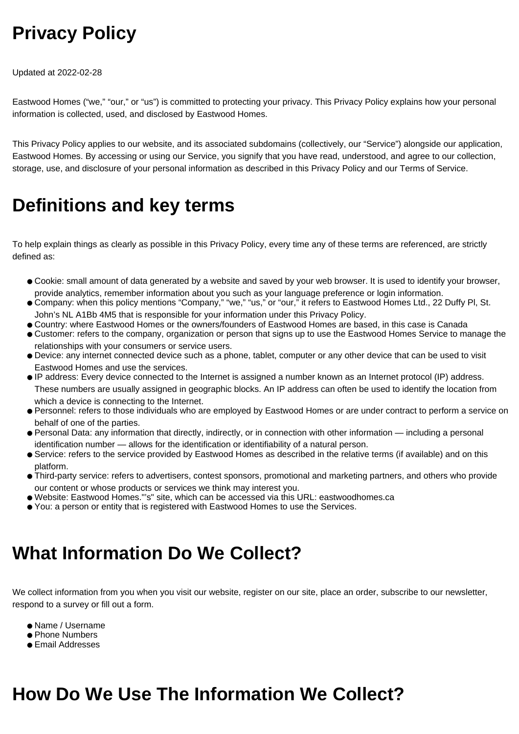# Privacy Policy

Updated at 2022-02-28

Eastwood Homes ("we," "our," or "us") is committed to protecting your privacy. This Privacy Policy explains how your personal information is collected, used, and disclosed by Eastwood Homes.

This Privacy Policy applies to our website, and its associated subdomains (collectively, our "Service") alongside our application, Eastwood Homes. By accessing or using our Service, you signify that you have read, understood, and agree to our collection, storage, use, and disclosure of your personal information as described in this Privacy Policy and our Terms of Service.

# Definitions and key terms

To help explain things as clearly as possible in this Privacy Policy, every time any of these terms are referenced, are strictly defined as:

- Cookie: small amount of data generated by a website and saved by your web browser. It is used to identify your browser, provide analytics, remember information about you such as your language preference or login information.
- Company: when this policy mentions "Company," "we," "us," or "our," it refers to Eastwood Homes Ltd., 22 Duffy Pl, St. John's NL A1Bb 4M5 that is responsible for your information under this Privacy Policy.
- Country: where Eastwood Homes or the owners/founders of Eastwood Homes are based, in this case is Canada
- Customer: refers to the company, organization or person that signs up to use the Eastwood Homes Service to manage the relationships with your consumers or service users.
- Device: any internet connected device such as a phone, tablet, computer or any other device that can be used to visit Eastwood Homes and use the services.
- IP address: Every device connected to the Internet is assigned a number known as an Internet protocol (IP) address. These numbers are usually assigned in geographic blocks. An IP address can often be used to identify the location from which a device is connecting to the Internet.
- Personnel: refers to those individuals who are employed by Eastwood Homes or are under contract to perform a service on behalf of one of the parties.
- Personal Data: any information that directly, indirectly, or in connection with other information — including a personal identification number — allows for the identification or identifiability of a natural person.
- Service: refers to the service provided by Eastwood Homes as described in the relative terms (if available) and on this platform.
- Third-party service: refers to advertisers, contest sponsors, promotional and marketing partners, and others who provide our content or whose products or services we think may interest you.
- Website: Eastwood Homes."'s" site, which can be accessed via this URL: eastwoodhomes.ca
- You: a person or entity that is registered with Eastwood Homes to use the Services.

# What Information Do We Collect?

We collect information from you when you visit our website, register on our site, place an order, subscribe to our newsletter, respond to a survey or fill out a form.

- Name / Username
- Phone Numbers
- Email Addresses

# How Do We Use The Information We Collect?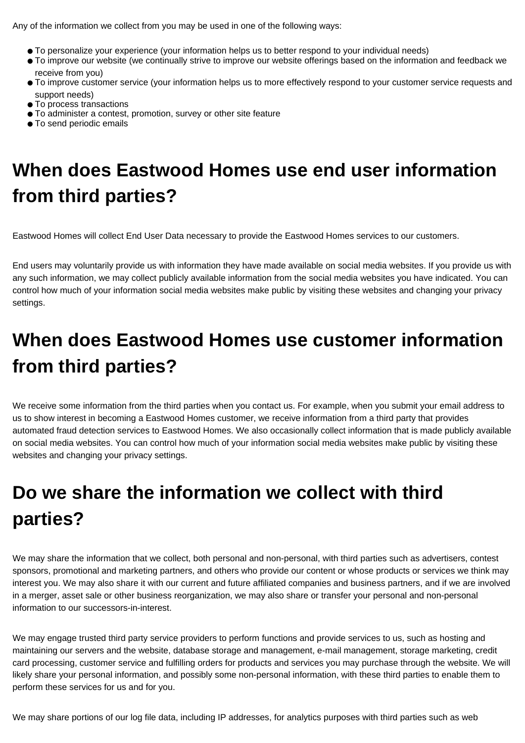Any of the information we collect from you may be used in one of the following ways:

- To personalize your experience (your information helps us to better respond to your individual needs)
- To improve our website (we continually strive to improve our website offerings based on the information and feedback we receive from you)
- To improve customer service (your information helps us to more effectively respond to your customer service requests and support needs)
- To process transactions
- To administer a contest, promotion, survey or other site feature
- To send periodic emails

## When does Eastwood Homes use end user information from third parties?

Eastwood Homes will collect End User Data necessary to provide the Eastwood Homes services to our customers.

End users may voluntarily provide us with information they have made available on social media websites. If you provide us with any such information, we may collect publicly available information from the social media websites you have indicated. You can control how much of your information social media websites make public by visiting these websites and changing your privacy settings.

## When does Eastwood Homes use customer information from third parties?

We receive some information from the third parties when you contact us. For example, when you submit your email address to us to show interest in becoming a Eastwood Homes customer, we receive information from a third party that provides automated fraud detection services to Eastwood Homes. We also occasionally collect information that is made publicly available on social media websites. You can control how much of your information social media websites make public by visiting these websites and changing your privacy settings.

## Do we share the information we collect with third parties?

We may share the information that we collect, both personal and non-personal, with third parties such as advertisers, contest sponsors, promotional and marketing partners, and others who provide our content or whose products or services we think may interest you. We may also share it with our current and future affiliated companies and business partners, and if we are involved in a merger, asset sale or other business reorganization, we may also share or transfer your personal and non-personal information to our successors-in-interest.

We may engage trusted third party service providers to perform functions and provide services to us, such as hosting and maintaining our servers and the website, database storage and management, e-mail management, storage marketing, credit card processing, customer service and fulfilling orders for products and services you may purchase through the website. We will likely share your personal information, and possibly some non-personal information, with these third parties to enable them to perform these services for us and for you.

We may share portions of our log file data, including IP addresses, for analytics purposes with third parties such as web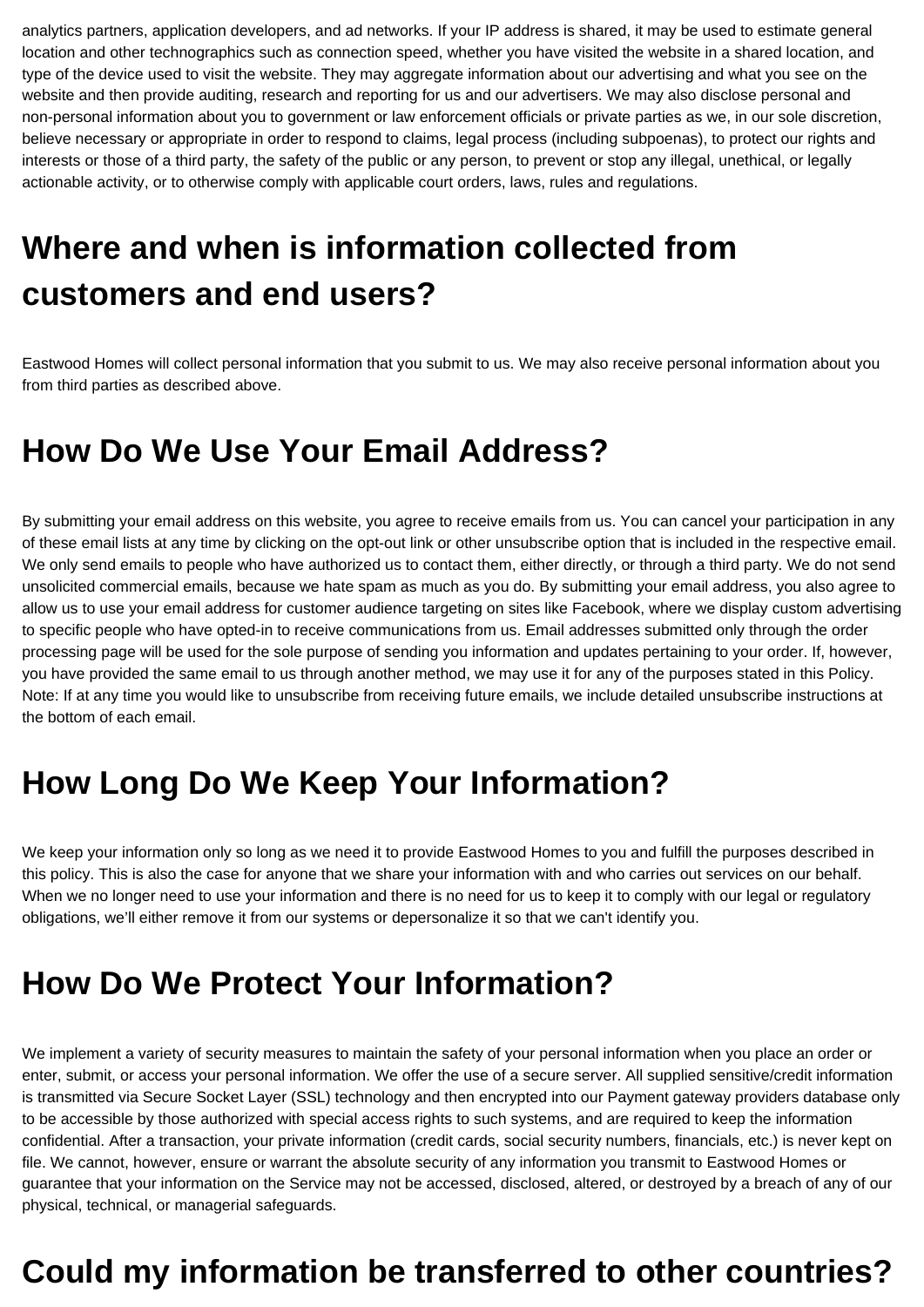analytics partners, application developers, and ad networks. If your IP address is shared, it may be used to estimate general location and other technographics such as connection speed, whether you have visited the website in a shared location, and type of the device used to visit the website. They may aggregate information about our advertising and what you see on the website and then provide auditing, research and reporting for us and our advertisers. We may also disclose personal and non-personal information about you to government or law enforcement officials or private parties as we, in our sole discretion, believe necessary or appropriate in order to respond to claims, legal process (including subpoenas), to protect our rights and interests or those of a third party, the safety of the public or any person, to prevent or stop any illegal, unethical, or legally actionable activity, or to otherwise comply with applicable court orders, laws, rules and regulations.

# Where and when is information collected from customers and end users?

Eastwood Homes will collect personal information that you submit to us. We may also receive personal information about you from third parties as described above.

## How Do We Use Your Email Address?

By submitting your email address on this website, you agree to receive emails from us. You can cancel your participation in any of these email lists at any time by clicking on the opt-out link or other unsubscribe option that is included in the respective email. We only send emails to people who have authorized us to contact them, either directly, or through a third party. We do not send unsolicited commercial emails, because we hate spam as much as you do. By submitting your email address, you also agree to allow us to use your email address for customer audience targeting on sites like Facebook, where we display custom advertising to specific people who have opted-in to receive communications from us. Email addresses submitted only through the order processing page will be used for the sole purpose of sending you information and updates pertaining to your order. If, however, you have provided the same email to us through another method, we may use it for any of the purposes stated in this Policy. Note: If at any time you would like to unsubscribe from receiving future emails, we include detailed unsubscribe instructions at the bottom of each email.

## How Long Do We Keep Your Information?

We keep your information only so long as we need it to provide Eastwood Homes to you and fulfill the purposes described in this policy. This is also the case for anyone that we share your information with and who carries out services on our behalf. When we no longer need to use your information and there is no need for us to keep it to comply with our legal or regulatory obligations, we'll either remove it from our systems or depersonalize it so that we can't identify you.

## How Do We Protect Your Information?

We implement a variety of security measures to maintain the safety of your personal information when you place an order or enter, submit, or access your personal information. We offer the use of a secure server. All supplied sensitive/credit information is transmitted via Secure Socket Layer (SSL) technology and then encrypted into our Payment gateway providers database only to be accessible by those authorized with special access rights to such systems, and are required to keep the information confidential. After a transaction, your private information (credit cards, social security numbers, financials, etc.) is never kept on file. We cannot, however, ensure or warrant the absolute security of any information you transmit to Eastwood Homes or guarantee that your information on the Service may not be accessed, disclosed, altered, or destroyed by a breach of any of our physical, technical, or managerial safeguards.

# Could my information be transferred to other countries?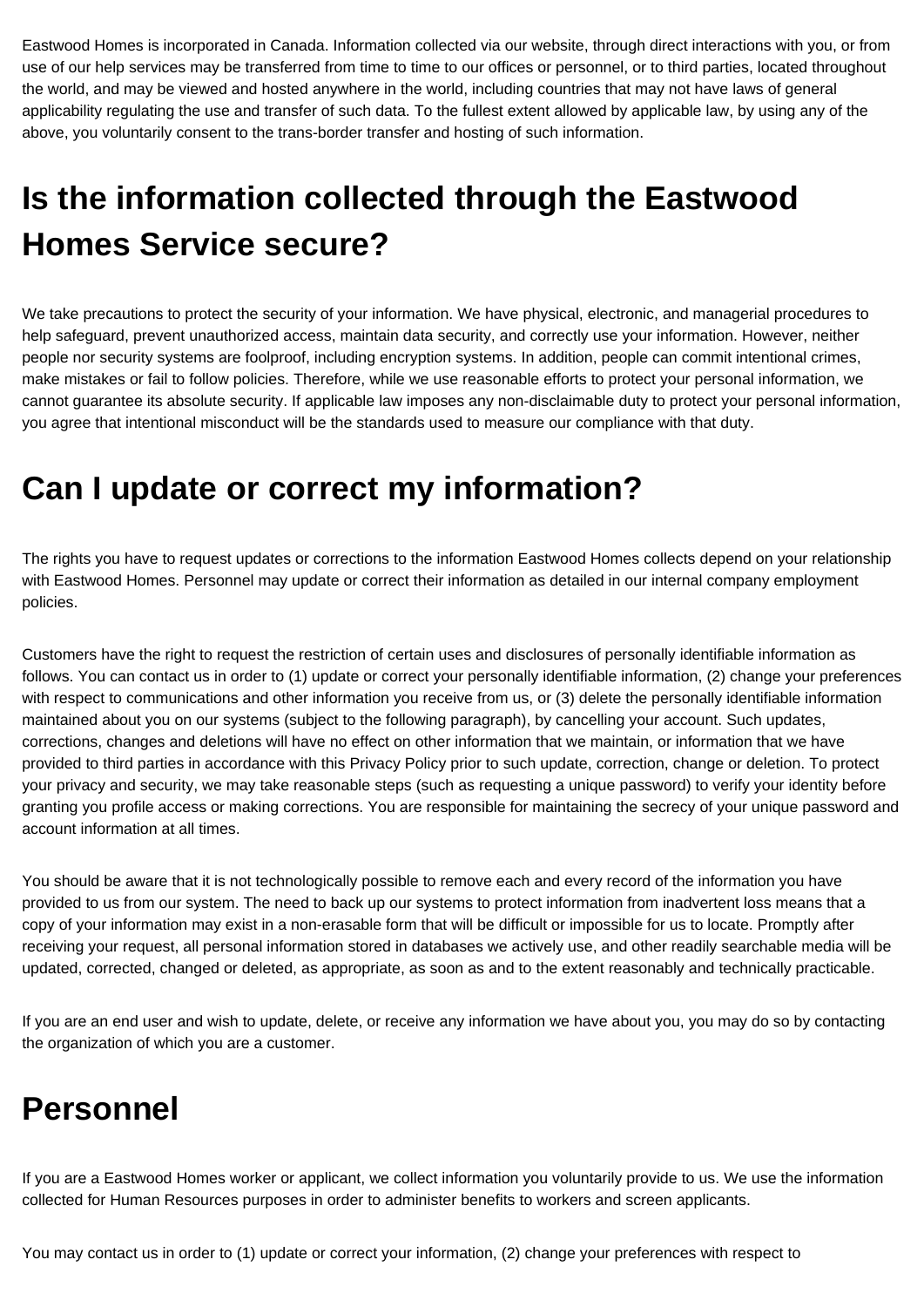Eastwood Homes is incorporated in Canada. Information collected via our website, through direct interactions with you, or from use of our help services may be transferred from time to time to our offices or personnel, or to third parties, located throughout the world, and may be viewed and hosted anywhere in the world, including countries that may not have laws of general applicability regulating the use and transfer of such data. To the fullest extent allowed by applicable law, by using any of the above, you voluntarily consent to the trans-border transfer and hosting of such information.

# Is the information collected through the Eastwood Homes Service secure?

We take precautions to protect the security of your information. We have physical, electronic, and managerial procedures to help safeguard, prevent unauthorized access, maintain data security, and correctly use your information. However, neither people nor security systems are foolproof, including encryption systems. In addition, people can commit intentional crimes, make mistakes or fail to follow policies. Therefore, while we use reasonable efforts to protect your personal information, we cannot guarantee its absolute security. If applicable law imposes any non-disclaimable duty to protect your personal information, you agree that intentional misconduct will be the standards used to measure our compliance with that duty.

# Can I update or correct my information?

The rights you have to request updates or corrections to the information Eastwood Homes collects depend on your relationship with Eastwood Homes. Personnel may update or correct their information as detailed in our internal company employment policies.

Customers have the right to request the restriction of certain uses and disclosures of personally identifiable information as follows. You can contact us in order to (1) update or correct your personally identifiable information, (2) change your preferences with respect to communications and other information you receive from us, or (3) delete the personally identifiable information maintained about you on our systems (subject to the following paragraph), by cancelling your account. Such updates, corrections, changes and deletions will have no effect on other information that we maintain, or information that we have provided to third parties in accordance with this Privacy Policy prior to such update, correction, change or deletion. To protect your privacy and security, we may take reasonable steps (such as requesting a unique password) to verify your identity before granting you profile access or making corrections. You are responsible for maintaining the secrecy of your unique password and account information at all times.

You should be aware that it is not technologically possible to remove each and every record of the information you have provided to us from our system. The need to back up our systems to protect information from inadvertent loss means that a copy of your information may exist in a non-erasable form that will be difficult or impossible for us to locate. Promptly after receiving your request, all personal information stored in databases we actively use, and other readily searchable media will be updated, corrected, changed or deleted, as appropriate, as soon as and to the extent reasonably and technically practicable.

If you are an end user and wish to update, delete, or receive any information we have about you, you may do so by contacting the organization of which you are a customer.

# Personnel

If you are a Eastwood Homes worker or applicant, we collect information you voluntarily provide to us. We use the information collected for Human Resources purposes in order to administer benefits to workers and screen applicants.

You may contact us in order to (1) update or correct your information, (2) change your preferences with respect to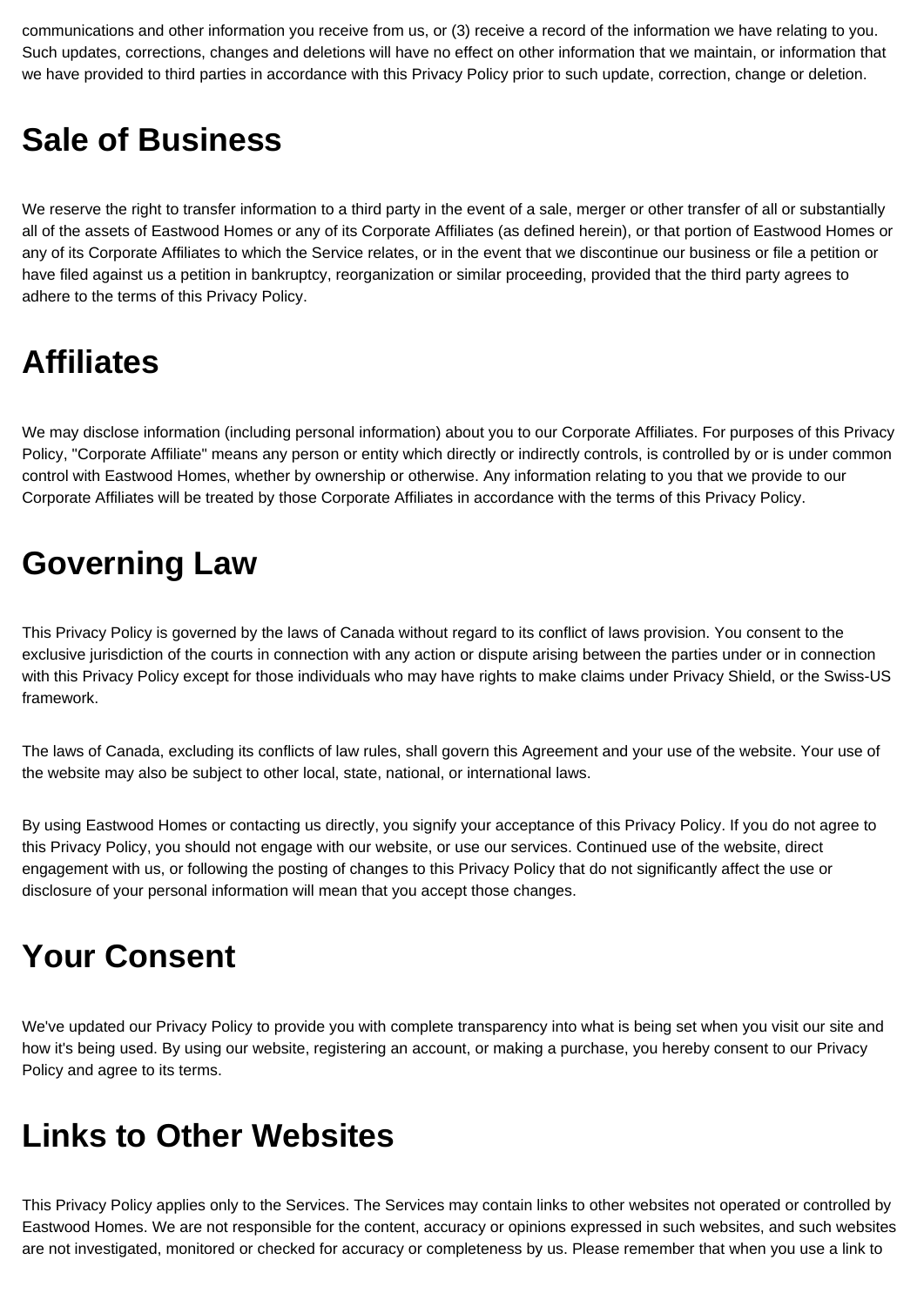communications and other information you receive from us, or (3) receive a record of the information we have relating to you. Such updates, corrections, changes and deletions will have no effect on other information that we maintain, or information that we have provided to third parties in accordance with this Privacy Policy prior to such update, correction, change or deletion.

# Sale of Business

We reserve the right to transfer information to a third party in the event of a sale, merger or other transfer of all or substantially all of the assets of Eastwood Homes or any of its Corporate Affiliates (as defined herein), or that portion of Eastwood Homes or any of its Corporate Affiliates to which the Service relates, or in the event that we discontinue our business or file a petition or have filed against us a petition in bankruptcy, reorganization or similar proceeding, provided that the third party agrees to adhere to the terms of this Privacy Policy.

# Affiliates

We may disclose information (including personal information) about you to our Corporate Affiliates. For purposes of this Privacy Policy, "Corporate Affiliate" means any person or entity which directly or indirectly controls, is controlled by or is under common control with Eastwood Homes, whether by ownership or otherwise. Any information relating to you that we provide to our Corporate Affiliates will be treated by those Corporate Affiliates in accordance with the terms of this Privacy Policy.

# Governing Law

This Privacy Policy is governed by the laws of Canada without regard to its conflict of laws provision. You consent to the exclusive jurisdiction of the courts in connection with any action or dispute arising between the parties under or in connection with this Privacy Policy except for those individuals who may have rights to make claims under Privacy Shield, or the Swiss-US framework.

The laws of Canada, excluding its conflicts of law rules, shall govern this Agreement and your use of the website. Your use of the website may also be subject to other local, state, national, or international laws.

By using Eastwood Homes or contacting us directly, you signify your acceptance of this Privacy Policy. If you do not agree to this Privacy Policy, you should not engage with our website, or use our services. Continued use of the website, direct engagement with us, or following the posting of changes to this Privacy Policy that do not significantly affect the use or disclosure of your personal information will mean that you accept those changes.

# Your Consent

We've updated our Privacy Policy to provide you with complete transparency into what is being set when you visit our site and how it's being used. By using our website, registering an account, or making a purchase, you hereby consent to our Privacy Policy and agree to its terms.

# Links to Other Websites

This Privacy Policy applies only to the Services. The Services may contain links to other websites not operated or controlled by Eastwood Homes. We are not responsible for the content, accuracy or opinions expressed in such websites, and such websites are not investigated, monitored or checked for accuracy or completeness by us. Please remember that when you use a link to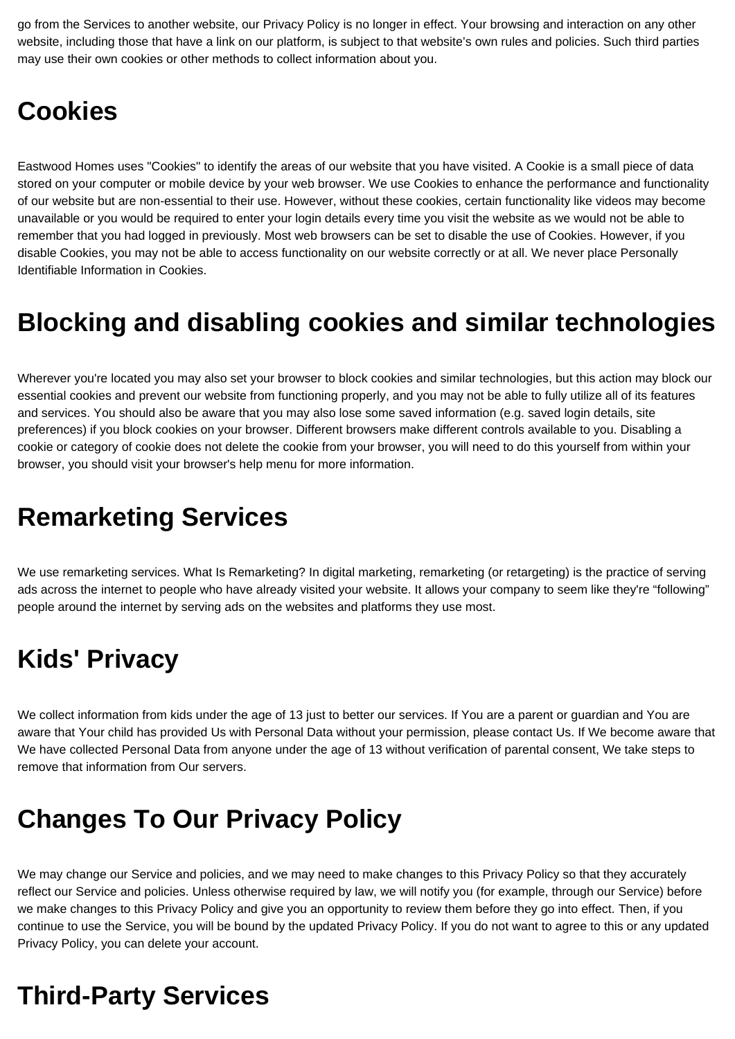go from the Services to another website, our Privacy Policy is no longer in effect. Your browsing and interaction on any other website, including those that have a link on our platform, is subject to that website's own rules and policies. Such third parties may use their own cookies or other methods to collect information about you.

# Cookies

Eastwood Homes uses "Cookies" to identify the areas of our website that you have visited. A Cookie is a small piece of data stored on your computer or mobile device by your web browser. We use Cookies to enhance the performance and functionality of our website but are non-essential to their use. However, without these cookies, certain functionality like videos may become unavailable or you would be required to enter your login details every time you visit the website as we would not be able to remember that you had logged in previously. Most web browsers can be set to disable the use of Cookies. However, if you disable Cookies, you may not be able to access functionality on our website correctly or at all. We never place Personally Identifiable Information in Cookies.

# Blocking and disabling cookies and similar technologies

Wherever you're located you may also set your browser to block cookies and similar technologies, but this action may block our essential cookies and prevent our website from functioning properly, and you may not be able to fully utilize all of its features and services. You should also be aware that you may also lose some saved information (e.g. saved login details, site preferences) if you block cookies on your browser. Different browsers make different controls available to you. Disabling a cookie or category of cookie does not delete the cookie from your browser, you will need to do this yourself from within your browser, you should visit your browser's help menu for more information.

# Remarketing Services

We use remarketing services. What Is Remarketing? In digital marketing, remarketing (or retargeting) is the practice of serving ads across the internet to people who have already visited your website. It allows your company to seem like they're "following" people around the internet by serving ads on the websites and platforms they use most.

# Kids' Privacy

We collect information from kids under the age of 13 just to better our services. If You are a parent or guardian and You are aware that Your child has provided Us with Personal Data without your permission, please contact Us. If We become aware that We have collected Personal Data from anyone under the age of 13 without verification of parental consent, We take steps to remove that information from Our servers.

# Changes To Our Privacy Policy

We may change our Service and policies, and we may need to make changes to this Privacy Policy so that they accurately reflect our Service and policies. Unless otherwise required by law, we will notify you (for example, through our Service) before we make changes to this Privacy Policy and give you an opportunity to review them before they go into effect. Then, if you continue to use the Service, you will be bound by the updated Privacy Policy. If you do not want to agree to this or any updated Privacy Policy, you can delete your account.

# Third-Party Services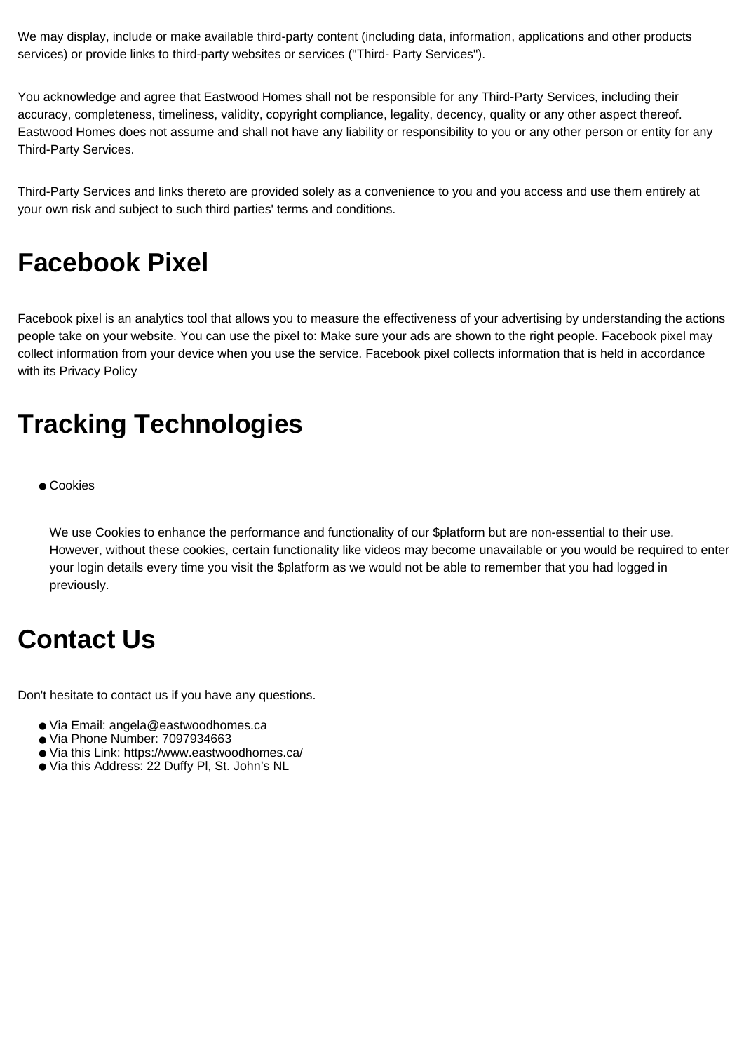We may display, include or make available third-party content (including data, information, applications and other products services) or provide links to third-party websites or services ("Third- Party Services").

You acknowledge and agree that Eastwood Homes shall not be responsible for any Third-Party Services, including their accuracy, completeness, timeliness, validity, copyright compliance, legality, decency, quality or any other aspect thereof. Eastwood Homes does not assume and shall not have any liability or responsibility to you or any other person or entity for any Third-Party Services.

Third-Party Services and links thereto are provided solely as a convenience to you and you access and use them entirely at your own risk and subject to such third parties' terms and conditions.

# Facebook Pixel

Facebook pixel is an analytics tool that allows you to measure the effectiveness of your advertising by understanding the actions people take on your website. You can use the pixel to: Make sure your ads are shown to the right people. Facebook pixel may collect information from your device when you use the service. Facebook pixel collects information that is held in accordance with its Privacy Policy

# Tracking Technologies

- Cookies

  We use Cookies to enhance the performance and functionality of our $platform but are non-essential to their use. However, without these cookies, certain functionality like videos may become unavailable or you would be required to enter your login details every time you visit the $platform as we would not be able to remember that you had logged in previously.

# Contact Us

Don't hesitate to contact us if you have any questions.

- Via Email: angela@eastwoodhomes.ca
- Via Phone Number: 7097934663
- Via this Link: https://www.eastwoodhomes.ca/
- Via this Address: 22 Duffy Pl, St. John's NL